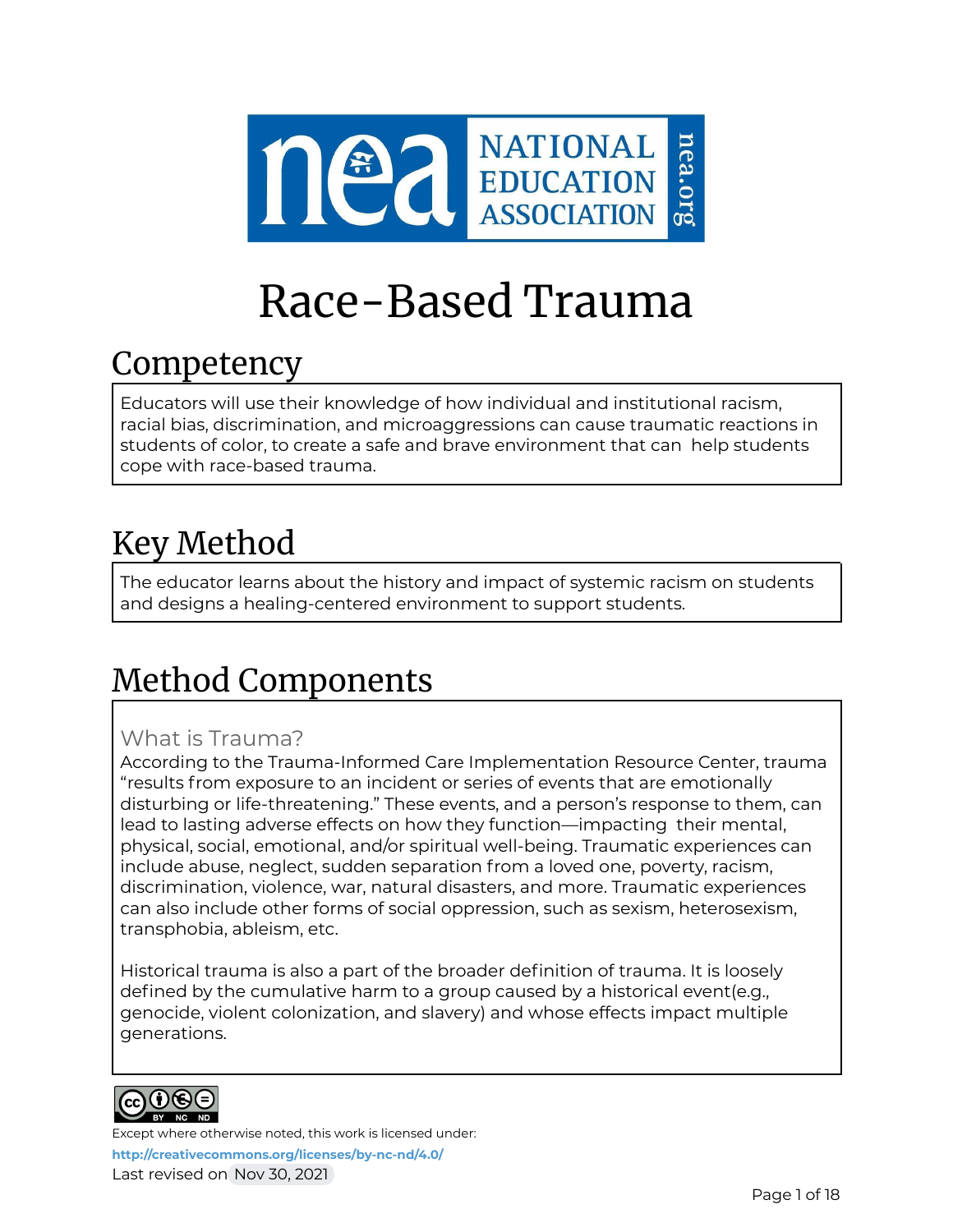# Race-Based Trauma

## Competency

Educators will use their knowledge of how individual and institutional racism, racial bias, discrimination, and microaggressions can cause traumatic reactions in students of color, to create a safe and brave environment that can help students cope with race-based trauma.

## Key Method

The educator learns about the history and impact of systemic racism on students and designs a healing-centered environment to support students.

## Method Components

### What is Trauma?

According to the Trauma-Informed Care Implementation Resource Center, trauma "results from exposure to an incident or series of events that are emotionally disturbing or life-threatening." These events, and a person's response to them, can lead to lasting adverse effects on how they function—impacting their mental, physical, social, emotional, and/or spiritual well-being. Traumatic experiences can include abuse, neglect, sudden separation from a loved one, poverty, racism, discrimination, violence, war, natural disasters, and more. Traumatic experiences can also include other forms of social oppression, such as sexism, heterosexism, transphobia, ableism, etc.

Historical trauma is also a part of the broader definition of trauma. It is loosely defined by the cumulative harm to a group caused by a historical event(e.g., genocide, violent colonization, and slavery) and whose effects impact multiple generations.

Except where otherwise noted, this work is licensed under:
http://creativecommons.org/licenses/by-nc-nd/4.0/
Last revised on Nov 30, 2021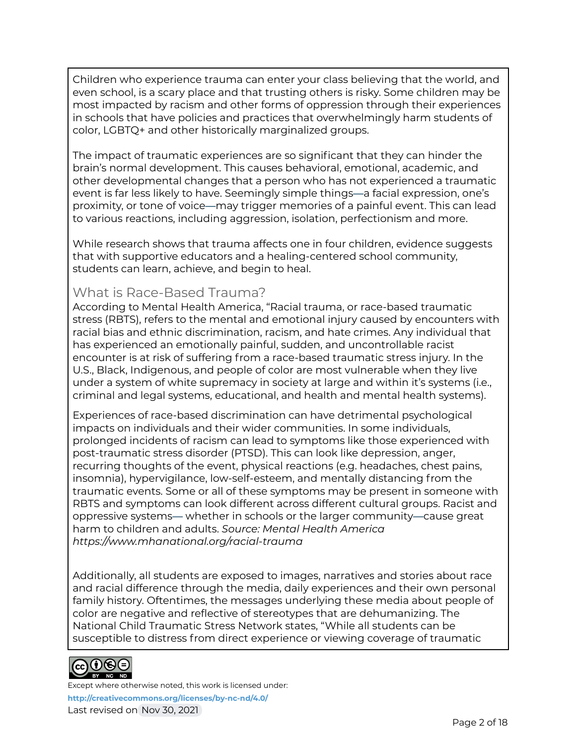Children who experience trauma can enter your class believing that the world, and even school, is a scary place and that trusting others is risky. Some children may be most impacted by racism and other forms of oppression through their experiences in schools that have policies and practices that overwhelmingly harm students of color, LGBTQ+ and other historically marginalized groups.

The impact of traumatic experiences are so significant that they can hinder the brain's normal development. This causes behavioral, emotional, academic, and other developmental changes that a person who has not experienced a traumatic event is far less likely to have. Seemingly simple things—a facial expression, one's proximity, or tone of voice—may trigger memories of a painful event. This can lead to various reactions, including aggression, isolation, perfectionism and more.

While research shows that trauma affects one in four children, evidence suggests that with supportive educators and a healing-centered school community, students can learn, achieve, and begin to heal.

## What is Race-Based Trauma?

According to Mental Health America, "Racial trauma, or race-based traumatic stress (RBTS), refers to the mental and emotional injury caused by encounters with racial bias and ethnic discrimination, racism, and hate crimes. Any individual that has experienced an emotionally painful, sudden, and uncontrollable racist encounter is at risk of suffering from a race-based traumatic stress injury. In the U.S., Black, Indigenous, and people of color are most vulnerable when they live under a system of white supremacy in society at large and within it's systems (i.e., criminal and legal systems, educational, and health and mental health systems).

Experiences of race-based discrimination can have detrimental psychological impacts on individuals and their wider communities. In some individuals, prolonged incidents of racism can lead to symptoms like those experienced with post-traumatic stress disorder (PTSD). This can look like depression, anger, recurring thoughts of the event, physical reactions (e.g. headaches, chest pains, insomnia), hypervigilance, low-self-esteem, and mentally distancing from the traumatic events. Some or all of these symptoms may be present in someone with RBTS and symptoms can look different across different cultural groups. Racist and oppressive systems— whether in schools or the larger community—cause great harm to children and adults. *Source: Mental Health America https://www.mhanational.org/racial-trauma*

Additionally, all students are exposed to images, narratives and stories about race and racial difference through the media, daily experiences and their own personal family history. Oftentimes, the messages underlying these media about people of color are negative and reflective of stereotypes that are dehumanizing. The National Child Traumatic Stress Network states, "While all students can be susceptible to distress from direct experience or viewing coverage of traumatic

Except where otherwise noted, this work is licensed under: http://creativecommons.org/licenses/by-nc-nd/4.0/
Last revised on Nov 30, 2021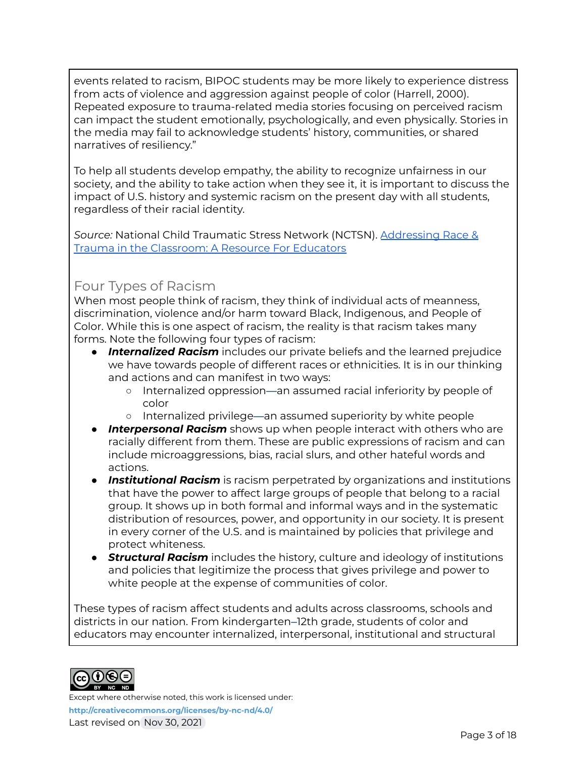events related to racism, BIPOC students may be more likely to experience distress from acts of violence and aggression against people of color (Harrell, 2000). Repeated exposure to trauma-related media stories focusing on perceived racism can impact the student emotionally, psychologically, and even physically. Stories in the media may fail to acknowledge students' history, communities, or shared narratives of resiliency."

To help all students develop empathy, the ability to recognize unfairness in our society, and the ability to take action when they see it, it is important to discuss the impact of U.S. history and systemic racism on the present day with all students, regardless of their racial identity.

*Source:* National Child Traumatic Stress Network (NCTSN). [Addressing Race & Trauma in the Classroom: A Resource For Educators]

## Four Types of Racism

When most people think of racism, they think of individual acts of meanness, discrimination, violence and/or harm toward Black, Indigenous, and People of Color. While this is one aspect of racism, the reality is that racism takes many forms. Note the following four types of racism:

- ***Internalized Racism*** includes our private beliefs and the learned prejudice we have towards people of different races or ethnicities. It is in our thinking and actions and can manifest in two ways:
  - Internalized oppression—an assumed racial inferiority by people of color
  - Internalized privilege—an assumed superiority by white people
- ***Interpersonal Racism*** shows up when people interact with others who are racially different from them. These are public expressions of racism and can include microaggressions, bias, racial slurs, and other hateful words and actions.
- ***Institutional Racism*** is racism perpetrated by organizations and institutions that have the power to affect large groups of people that belong to a racial group. It shows up in both formal and informal ways and in the systematic distribution of resources, power, and opportunity in our society. It is present in every corner of the U.S. and is maintained by policies that privilege and protect whiteness.
- ***Structural Racism*** includes the history, culture and ideology of institutions and policies that legitimize the process that gives privilege and power to white people at the expense of communities of color.

These types of racism affect students and adults across classrooms, schools and districts in our nation. From kindergarten–12th grade, students of color and educators may encounter internalized, interpersonal, institutional and structural

Except where otherwise noted, this work is licensed under:
http://creativecommons.org/licenses/by-nc-nd/4.0/
Last revised on Nov 30, 2021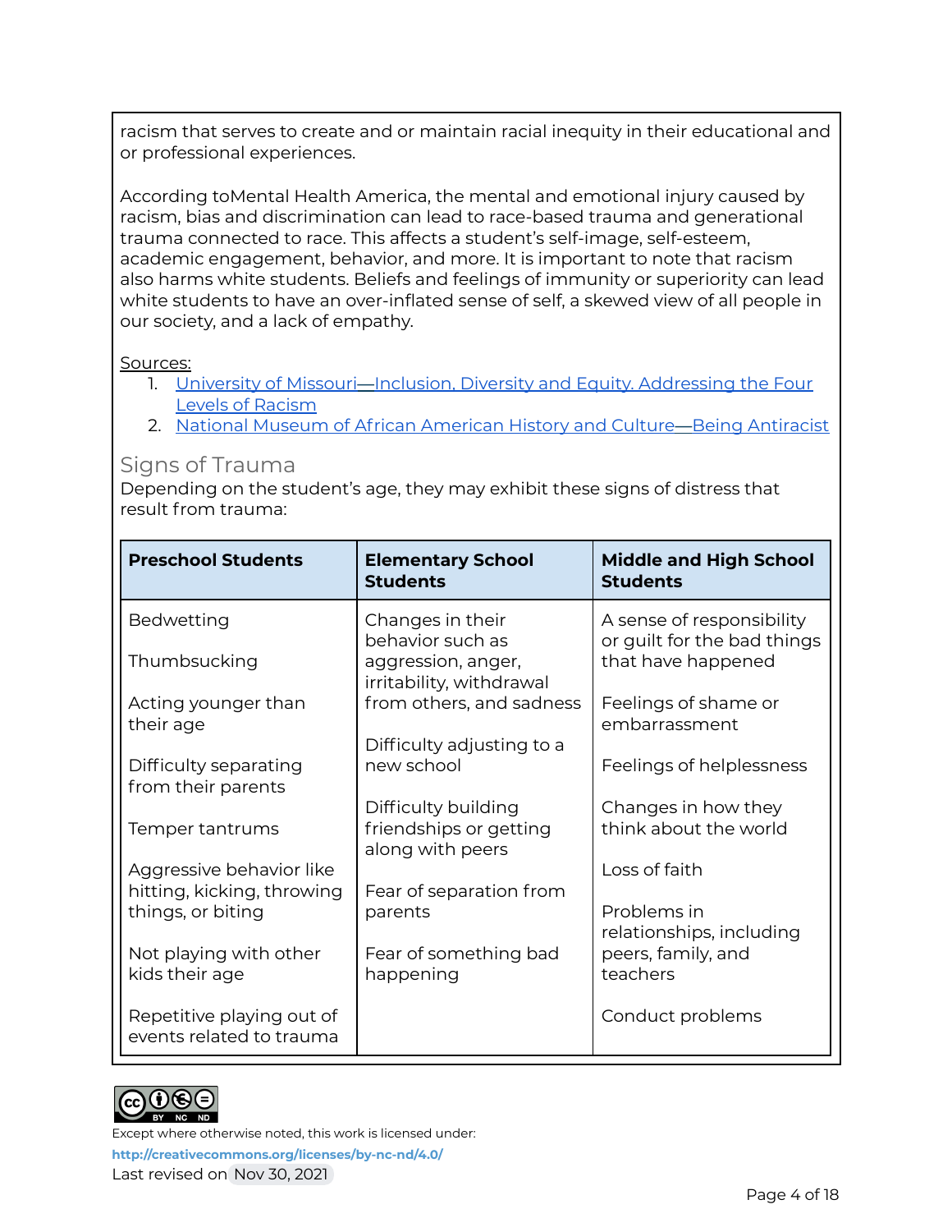racism that serves to create and or maintain racial inequity in their educational and or professional experiences.

According toMental Health America, the mental and emotional injury caused by racism, bias and discrimination can lead to race-based trauma and generational trauma connected to race. This affects a student's self-image, self-esteem, academic engagement, behavior, and more. It is important to note that racism also harms white students. Beliefs and feelings of immunity or superiority can lead white students to have an over-inflated sense of self, a skewed view of all people in our society, and a lack of empathy.

Sources:

1. [University of Missouri—Inclusion, Diversity and Equity. Addressing the Four Levels of Racism]()
2. [National Museum of African American History and Culture—Being Antiracist]()

## Signs of Trauma

Depending on the student's age, they may exhibit these signs of distress that result from trauma:

| Preschool Students | Elementary School Students | Middle and High School Students |
|---|---|---|
| Bedwetting<br><br>Thumbsucking<br><br>Acting younger than their age<br><br>Difficulty separating from their parents<br><br>Temper tantrums<br><br>Aggressive behavior like hitting, kicking, throwing things, or biting<br><br>Not playing with other kids their age<br><br>Repetitive playing out of events related to trauma | Changes in their behavior such as aggression, anger, irritability, withdrawal from others, and sadness<br><br>Difficulty adjusting to a new school<br><br>Difficulty building friendships or getting along with peers<br><br>Fear of separation from parents<br><br>Fear of something bad happening | A sense of responsibility or guilt for the bad things that have happened<br><br>Feelings of shame or embarrassment<br><br>Feelings of helplessness<br><br>Changes in how they think about the world<br><br>Loss of faith<br><br>Problems in relationships, including peers, family, and teachers<br><br>Conduct problems |

Except where otherwise noted, this work is licensed under:
http://creativecommons.org/licenses/by-nc-nd/4.0/
Last revised on Nov 30, 2021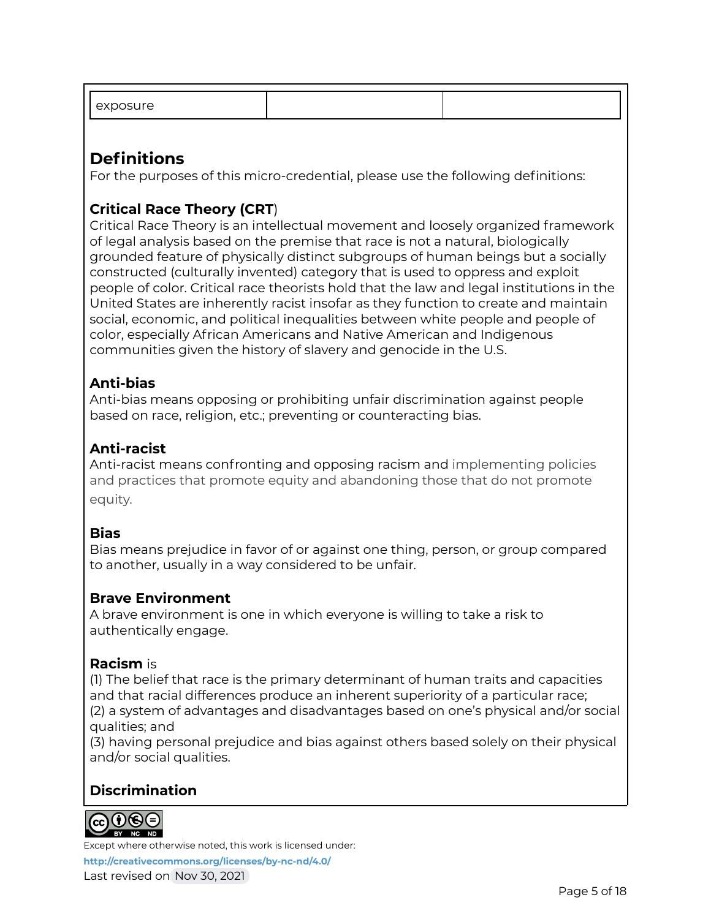| exposure | | |
|---|---|---|

## Definitions

For the purposes of this micro-credential, please use the following definitions:

### Critical Race Theory (CRT)

Critical Race Theory is an intellectual movement and loosely organized framework of legal analysis based on the premise that race is not a natural, biologically grounded feature of physically distinct subgroups of human beings but a socially constructed (culturally invented) category that is used to oppress and exploit people of color. Critical race theorists hold that the law and legal institutions in the United States are inherently racist insofar as they function to create and maintain social, economic, and political inequalities between white people and people of color, especially African Americans and Native American and Indigenous communities given the history of slavery and genocide in the U.S.

### Anti-bias

Anti-bias means opposing or prohibiting unfair discrimination against people based on race, religion, etc.; preventing or counteracting bias.

### Anti-racist

Anti-racist means confronting and opposing racism and implementing policies and practices that promote equity and abandoning those that do not promote equity.

### Bias

Bias means prejudice in favor of or against one thing, person, or group compared to another, usually in a way considered to be unfair.

### Brave Environment

A brave environment is one in which everyone is willing to take a risk to authentically engage.

**Racism** is

(1) The belief that race is the primary determinant of human traits and capacities and that racial differences produce an inherent superiority of a particular race;
(2) a system of advantages and disadvantages based on one's physical and/or social qualities; and
(3) having personal prejudice and bias against others based solely on their physical and/or social qualities.

### Discrimination

Except where otherwise noted, this work is licensed under:
http://creativecommons.org/licenses/by-nc-nd/4.0/
Last revised on Nov 30, 2021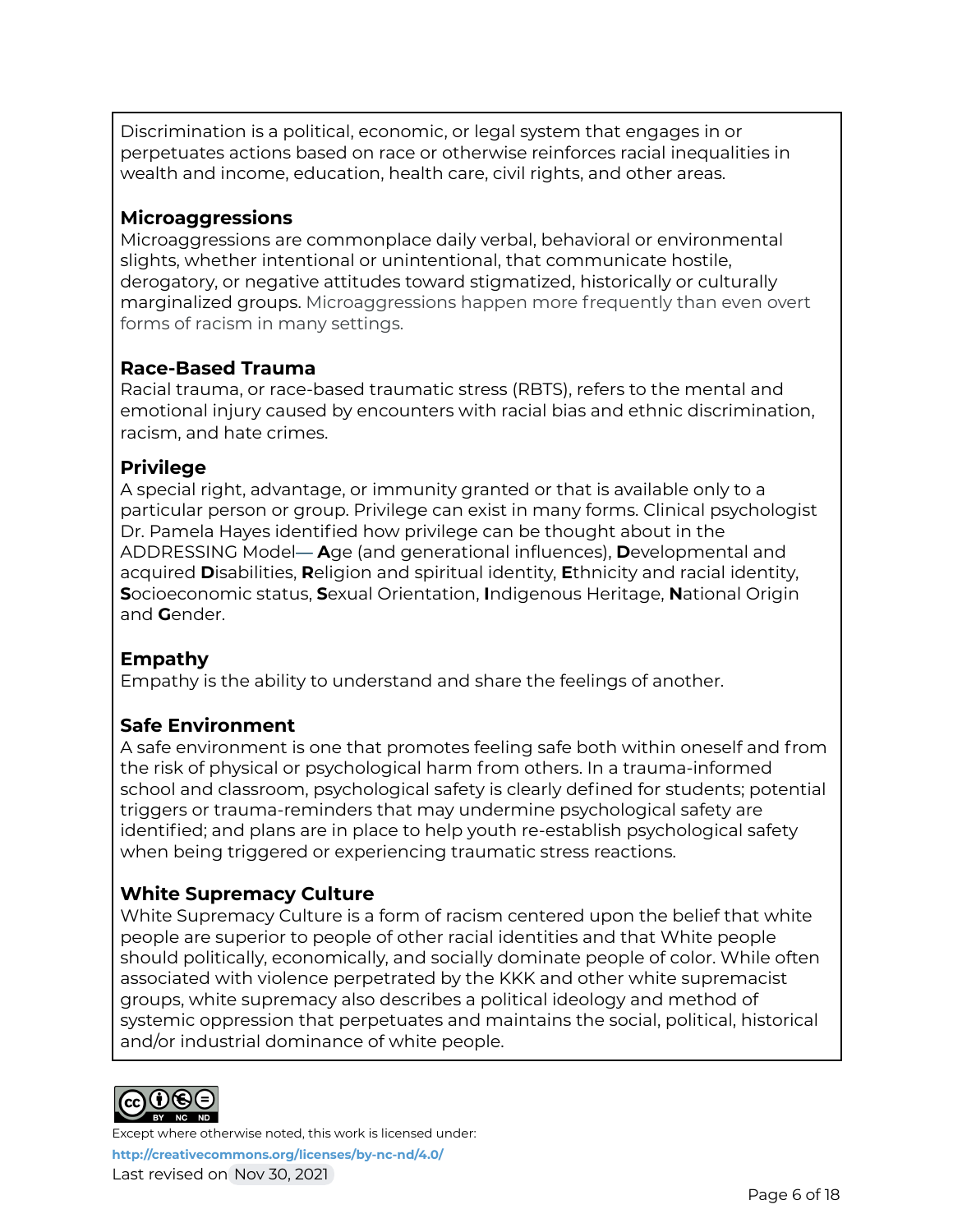Discrimination is a political, economic, or legal system that engages in or perpetuates actions based on race or otherwise reinforces racial inequalities in wealth and income, education, health care, civil rights, and other areas.

### Microaggressions

Microaggressions are commonplace daily verbal, behavioral or environmental slights, whether intentional or unintentional, that communicate hostile, derogatory, or negative attitudes toward stigmatized, historically or culturally marginalized groups. Microaggressions happen more frequently than even overt forms of racism in many settings.

### Race-Based Trauma

Racial trauma, or race-based traumatic stress (RBTS), refers to the mental and emotional injury caused by encounters with racial bias and ethnic discrimination, racism, and hate crimes.

### Privilege

A special right, advantage, or immunity granted or that is available only to a particular person or group. Privilege can exist in many forms. Clinical psychologist Dr. Pamela Hayes identified how privilege can be thought about in the ADDRESSING Model— **A**ge (and generational influences), **D**evelopmental and acquired **D**isabilities, **R**eligion and spiritual identity, **E**thnicity and racial identity, **S**ocioeconomic status, **S**exual Orientation, **I**ndigenous Heritage, **N**ational Origin and **G**ender.

### Empathy

Empathy is the ability to understand and share the feelings of another.

### Safe Environment

A safe environment is one that promotes feeling safe both within oneself and from the risk of physical or psychological harm from others. In a trauma-informed school and classroom, psychological safety is clearly defined for students; potential triggers or trauma-reminders that may undermine psychological safety are identified; and plans are in place to help youth re-establish psychological safety when being triggered or experiencing traumatic stress reactions.

### White Supremacy Culture

White Supremacy Culture is a form of racism centered upon the belief that white people are superior to people of other racial identities and that White people should politically, economically, and socially dominate people of color. While often associated with violence perpetrated by the KKK and other white supremacist groups, white supremacy also describes a political ideology and method of systemic oppression that perpetuates and maintains the social, political, historical and/or industrial dominance of white people.

Except where otherwise noted, this work is licensed under:
**http://creativecommons.org/licenses/by-nc-nd/4.0/**
Last revised on Nov 30, 2021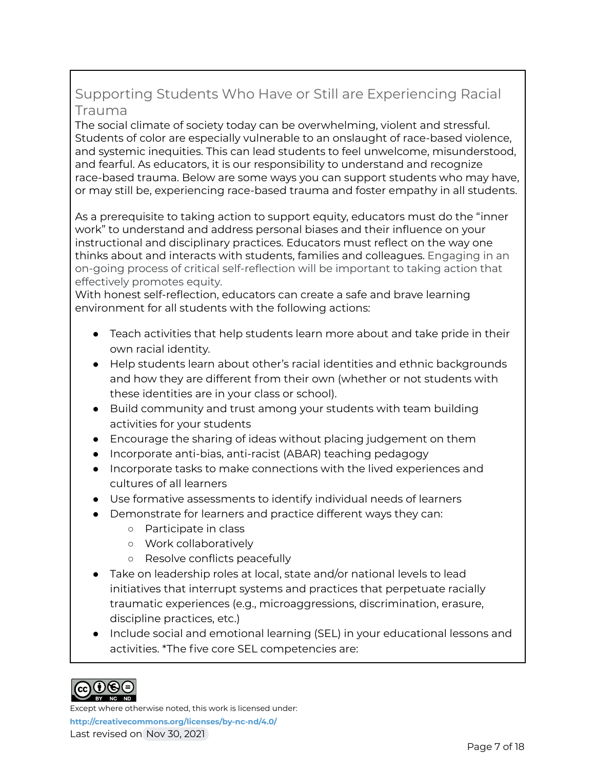## Supporting Students Who Have or Still are Experiencing Racial Trauma

The social climate of society today can be overwhelming, violent and stressful. Students of color are especially vulnerable to an onslaught of race-based violence, and systemic inequities. This can lead students to feel unwelcome, misunderstood, and fearful. As educators, it is our responsibility to understand and recognize race-based trauma. Below are some ways you can support students who may have, or may still be, experiencing race-based trauma and foster empathy in all students.

As a prerequisite to taking action to support equity, educators must do the "inner work" to understand and address personal biases and their influence on your instructional and disciplinary practices. Educators must reflect on the way one thinks about and interacts with students, families and colleagues. Engaging in an on-going process of critical self-reflection will be important to taking action that effectively promotes equity.

With honest self-reflection, educators can create a safe and brave learning environment for all students with the following actions:

- Teach activities that help students learn more about and take pride in their own racial identity.
- Help students learn about other's racial identities and ethnic backgrounds and how they are different from their own (whether or not students with these identities are in your class or school).
- Build community and trust among your students with team building activities for your students
- Encourage the sharing of ideas without placing judgement on them
- Incorporate anti-bias, anti-racist (ABAR) teaching pedagogy
- Incorporate tasks to make connections with the lived experiences and cultures of all learners
- Use formative assessments to identify individual needs of learners
- Demonstrate for learners and practice different ways they can:
  - Participate in class
  - Work collaboratively
  - Resolve conflicts peacefully
- Take on leadership roles at local, state and/or national levels to lead initiatives that interrupt systems and practices that perpetuate racially traumatic experiences (e.g., microaggressions, discrimination, erasure, discipline practices, etc.)
- Include social and emotional learning (SEL) in your educational lessons and activities. *The five core SEL competencies are:

Except where otherwise noted, this work is licensed under:
http://creativecommons.org/licenses/by-nc-nd/4.0/
Last revised on Nov 30, 2021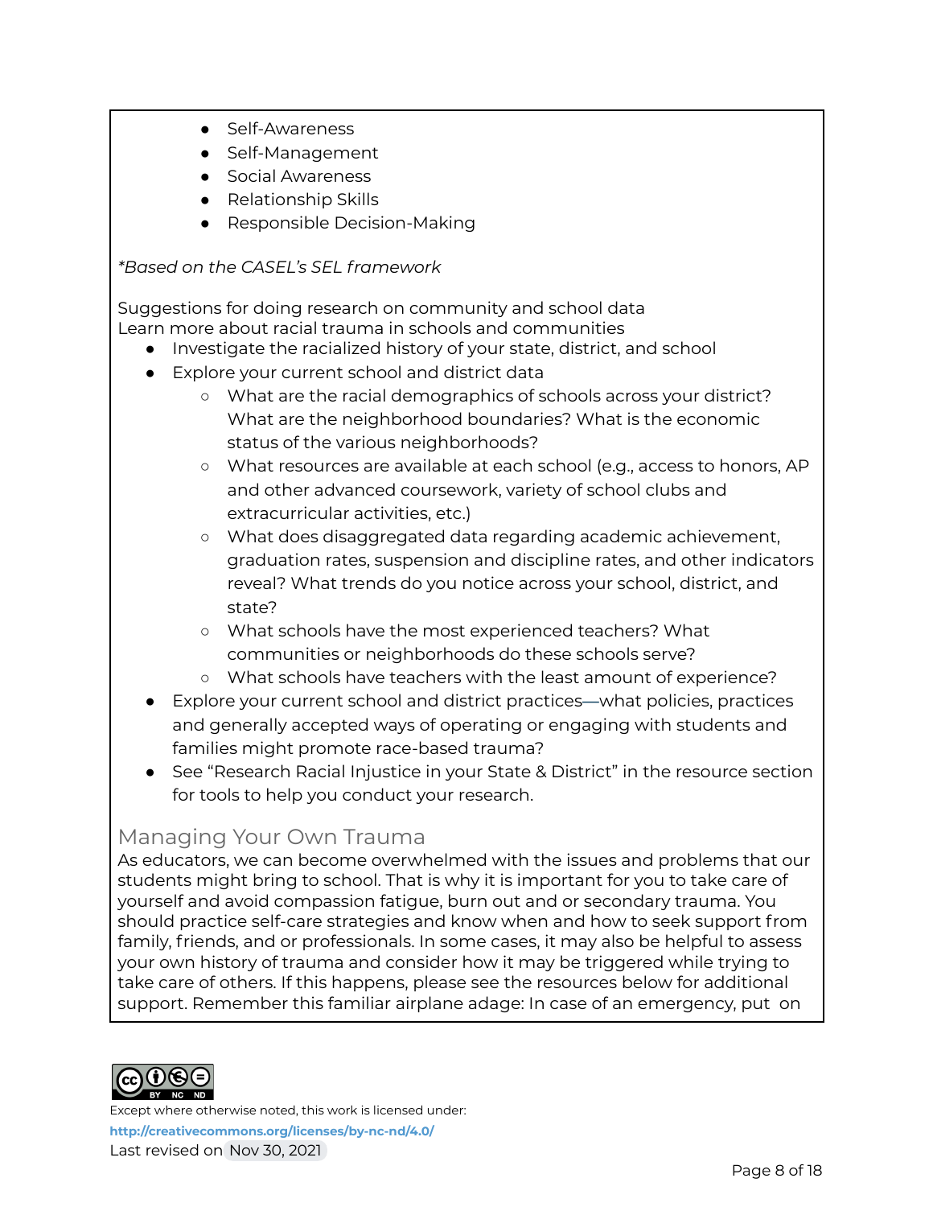- Self-Awareness
- Self-Management
- Social Awareness
- Relationship Skills
- Responsible Decision-Making

*\*Based on the CASEL's SEL framework*

Suggestions for doing research on community and school data
Learn more about racial trauma in schools and communities

- Investigate the racialized history of your state, district, and school
- Explore your current school and district data
  - What are the racial demographics of schools across your district? What are the neighborhood boundaries? What is the economic status of the various neighborhoods?
  - What resources are available at each school (e.g., access to honors, AP and other advanced coursework, variety of school clubs and extracurricular activities, etc.)
  - What does disaggregated data regarding academic achievement, graduation rates, suspension and discipline rates, and other indicators reveal? What trends do you notice across your school, district, and state?
  - What schools have the most experienced teachers? What communities or neighborhoods do these schools serve?
  - What schools have teachers with the least amount of experience?
- Explore your current school and district practices—what policies, practices and generally accepted ways of operating or engaging with students and families might promote race-based trauma?
- See "Research Racial Injustice in your State & District" in the resource section for tools to help you conduct your research.

## Managing Your Own Trauma

As educators, we can become overwhelmed with the issues and problems that our students might bring to school. That is why it is important for you to take care of yourself and avoid compassion fatigue, burn out and or secondary trauma. You should practice self-care strategies and know when and how to seek support from family, friends, and or professionals. In some cases, it may also be helpful to assess your own history of trauma and consider how it may be triggered while trying to take care of others. If this happens, please see the resources below for additional support. Remember this familiar airplane adage: In case of an emergency, put on

Except where otherwise noted, this work is licensed under:
http://creativecommons.org/licenses/by-nc-nd/4.0/
Last revised on Nov 30, 2021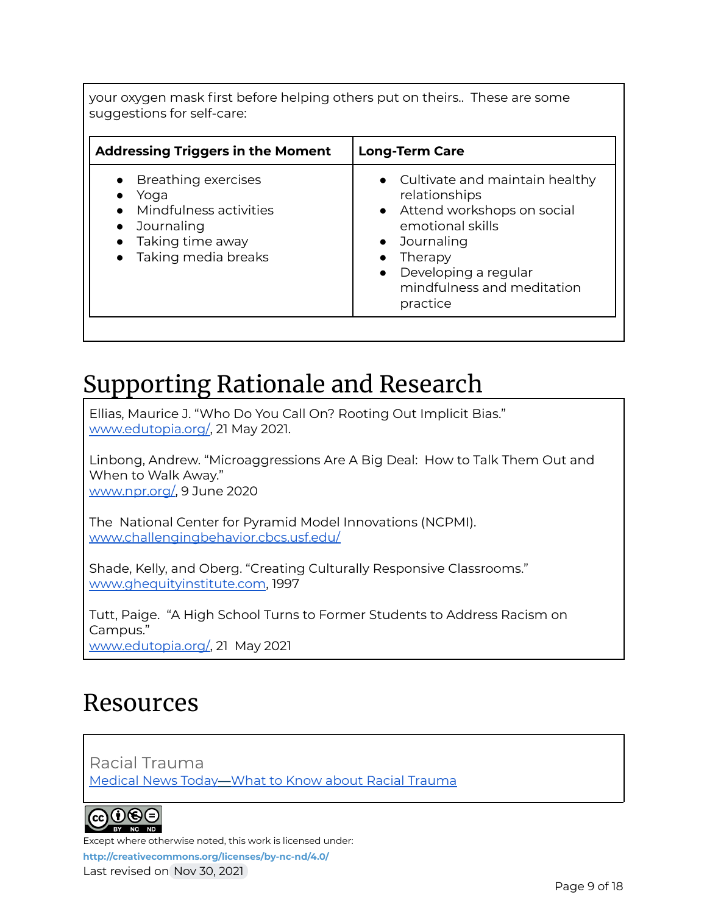your oxygen mask first before helping others put on theirs.. These are some suggestions for self-care:

| Addressing Triggers in the Moment | Long-Term Care |
| --- | --- |
| • Breathing exercises<br>• Yoga<br>• Mindfulness activities<br>• Journaling<br>• Taking time away<br>• Taking media breaks | • Cultivate and maintain healthy relationships<br>• Attend workshops on social emotional skills<br>• Journaling<br>• Therapy<br>• Developing a regular mindfulness and meditation practice |

# Supporting Rationale and Research

Ellias, Maurice J. "Who Do You Call On? Rooting Out Implicit Bias." www.edutopia.org/, 21 May 2021.

Linbong, Andrew. "Microaggressions Are A Big Deal: How to Talk Them Out and When to Walk Away."
www.npr.org/, 9 June 2020

The National Center for Pyramid Model Innovations (NCPMI).
www.challengingbehavior.cbcs.usf.edu/

Shade, Kelly, and Oberg. "Creating Culturally Responsive Classrooms."
www.ghequityinstitute.com, 1997

Tutt, Paige. "A High School Turns to Former Students to Address Racism on Campus."
www.edutopia.org/, 21 May 2021

# Resources

Racial Trauma
Medical News Today—What to Know about Racial Trauma

Except where otherwise noted, this work is licensed under:
**http://creativecommons.org/licenses/by-nc-nd/4.0/**
Last revised on Nov 30, 2021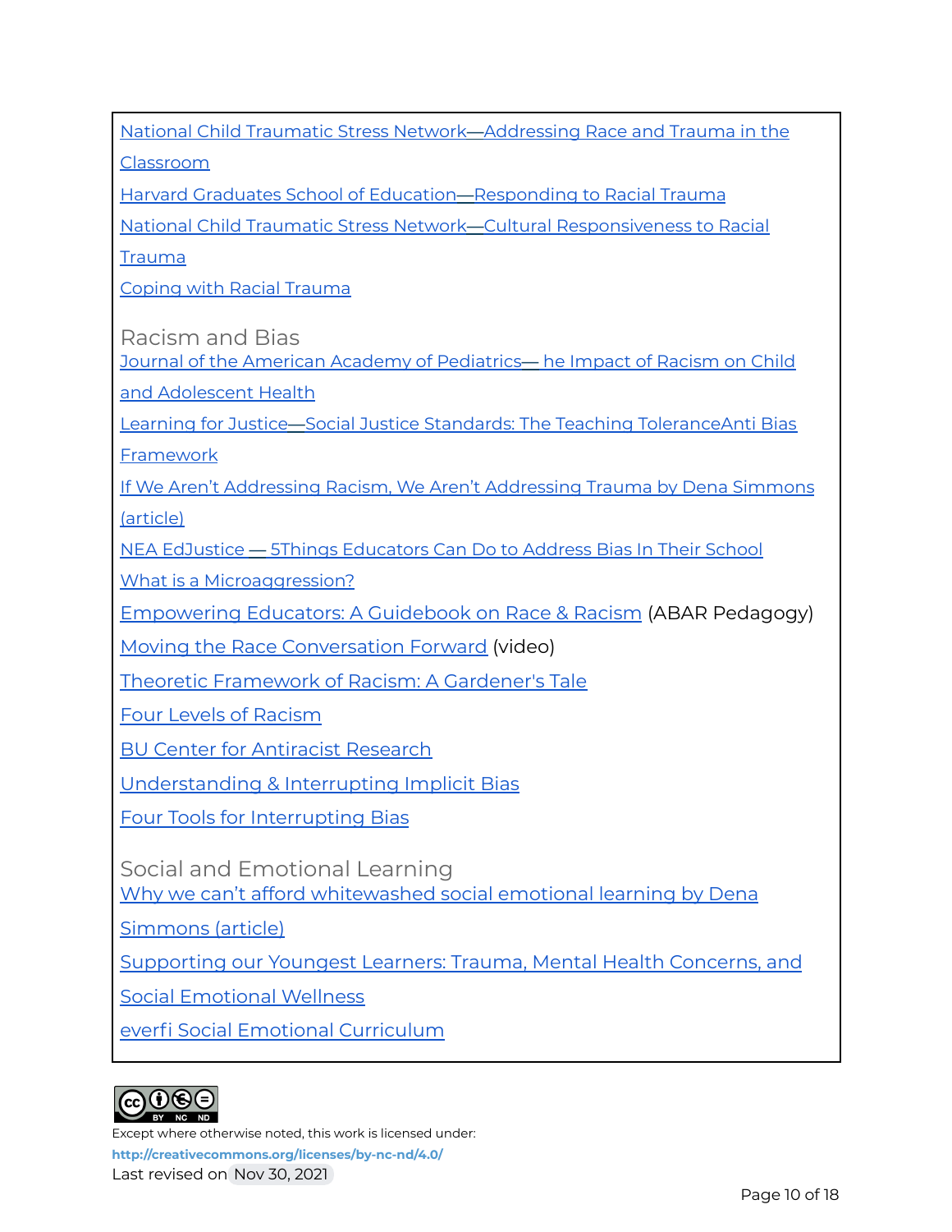National Child Traumatic Stress Network—Addressing Race and Trauma in the Classroom

Harvard Graduates School of Education—Responding to Racial Trauma

National Child Traumatic Stress Network—Cultural Responsiveness to Racial Trauma

Coping with Racial Trauma

## Racism and Bias

Journal of the American Academy of Pediatrics— he Impact of Racism on Child and Adolescent Health

Learning for Justice—Social Justice Standards: The Teaching ToleranceAnti Bias Framework

If We Aren't Addressing Racism, We Aren't Addressing Trauma by Dena Simmons (article)

NEA EdJustice — 5Things Educators Can Do to Address Bias In Their School

What is a Microaggression?

Empowering Educators: A Guidebook on Race & Racism (ABAR Pedagogy)

Moving the Race Conversation Forward (video)

Theoretic Framework of Racism: A Gardener's Tale

Four Levels of Racism

BU Center for Antiracist Research

Understanding & Interrupting Implicit Bias

Four Tools for Interrupting Bias

## Social and Emotional Learning

Why we can't afford whitewashed social emotional learning by Dena Simmons (article)

Supporting our Youngest Learners: Trauma, Mental Health Concerns, and Social Emotional Wellness

everfi Social Emotional Curriculum

Except where otherwise noted, this work is licensed under:
**http://creativecommons.org/licenses/by-nc-nd/4.0/**
Last revised on Nov 30, 2021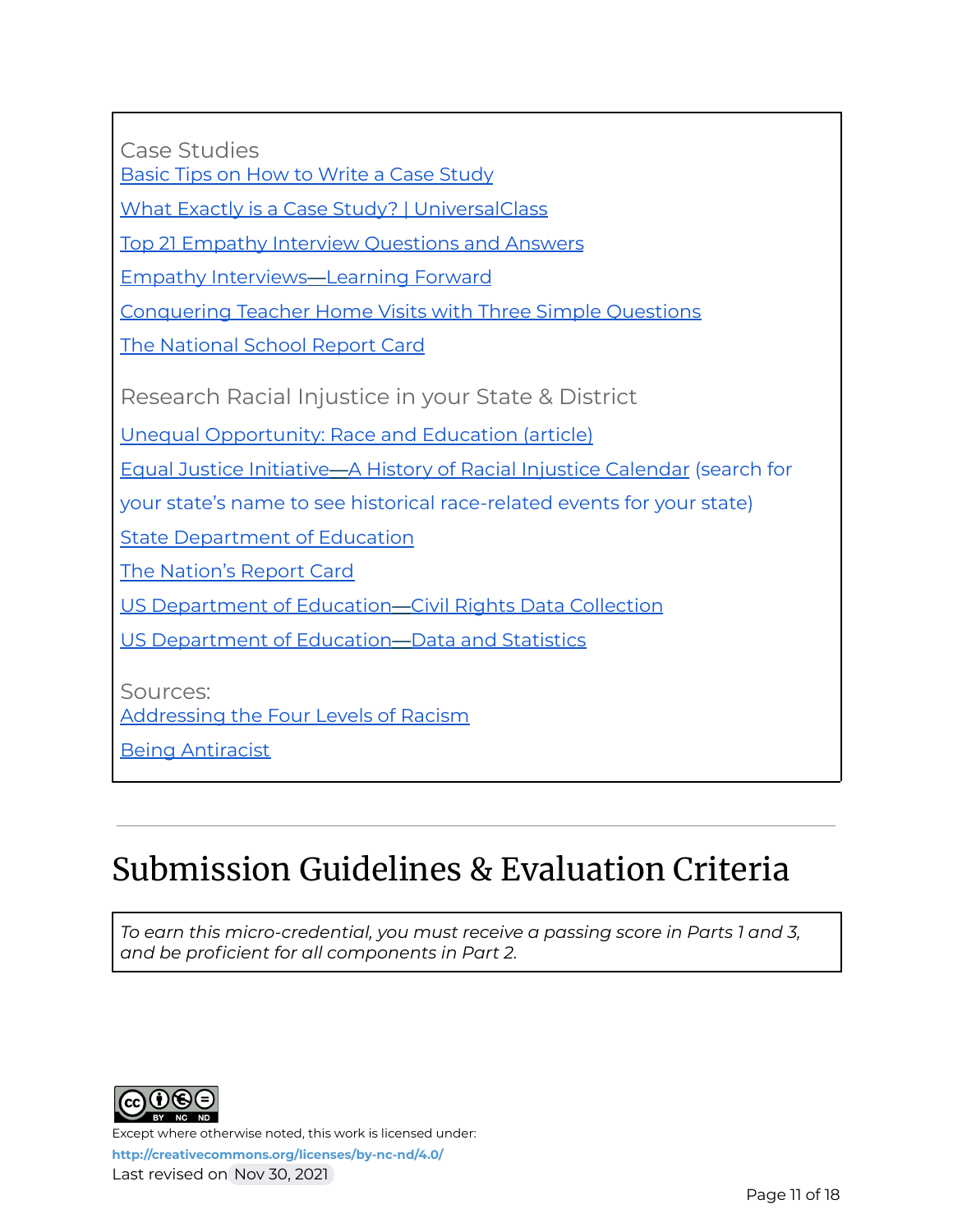Case Studies

Basic Tips on How to Write a Case Study

What Exactly is a Case Study? | UniversalClass

Top 21 Empathy Interview Questions and Answers

Empathy Interviews—Learning Forward

Conquering Teacher Home Visits with Three Simple Questions

The National School Report Card

Research Racial Injustice in your State & District

Unequal Opportunity: Race and Education (article)

Equal Justice Initiative—A History of Racial Injustice Calendar (search for your state's name to see historical race-related events for your state)

State Department of Education

The Nation's Report Card

US Department of Education—Civil Rights Data Collection

US Department of Education—Data and Statistics

Sources:

Addressing the Four Levels of Racism

Being Antiracist

---

# Submission Guidelines & Evaluation Criteria

*To earn this micro-credential, you must receive a passing score in Parts 1 and 3, and be proficient for all components in Part 2.*

Except where otherwise noted, this work is licensed under:
**http://creativecommons.org/licenses/by-nc-nd/4.0/**
Last revised on Nov 30, 2021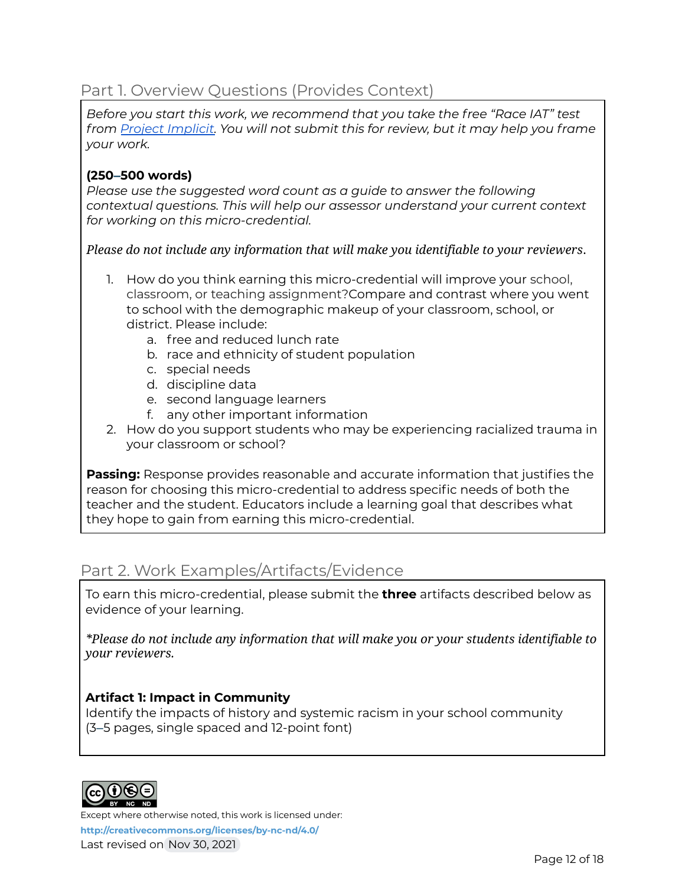## Part 1. Overview Questions (Provides Context)

*Before you start this work, we recommend that you take the free "Race IAT" test from [Project Implicit](#). You will not submit this for review, but it may help you frame your work.*

**(250–500 words)**
*Please use the suggested word count as a guide to answer the following contextual questions. This will help our assessor understand your current context for working on this micro-credential.*

*Please do not include any information that will make you identifiable to your reviewers.*

1. How do you think earning this micro-credential will improve your school, classroom, or teaching assignment?Compare and contrast where you went to school with the demographic makeup of your classroom, school, or district. Please include:
   a. free and reduced lunch rate
   b. race and ethnicity of student population
   c. special needs
   d. discipline data
   e. second language learners
   f. any other important information
2. How do you support students who may be experiencing racialized trauma in your classroom or school?

**Passing:** Response provides reasonable and accurate information that justifies the reason for choosing this micro-credential to address specific needs of both the teacher and the student. Educators include a learning goal that describes what they hope to gain from earning this micro-credential.

## Part 2. Work Examples/Artifacts/Evidence

To earn this micro-credential, please submit the **three** artifacts described below as evidence of your learning.

*\*Please do not include any information that will make you or your students identifiable to your reviewers.*

**Artifact 1: Impact in Community**
Identify the impacts of history and systemic racism in your school community (3–5 pages, single spaced and 12-point font)

Except where otherwise noted, this work is licensed under:
**http://creativecommons.org/licenses/by-nc-nd/4.0/**
Last revised on Nov 30, 2021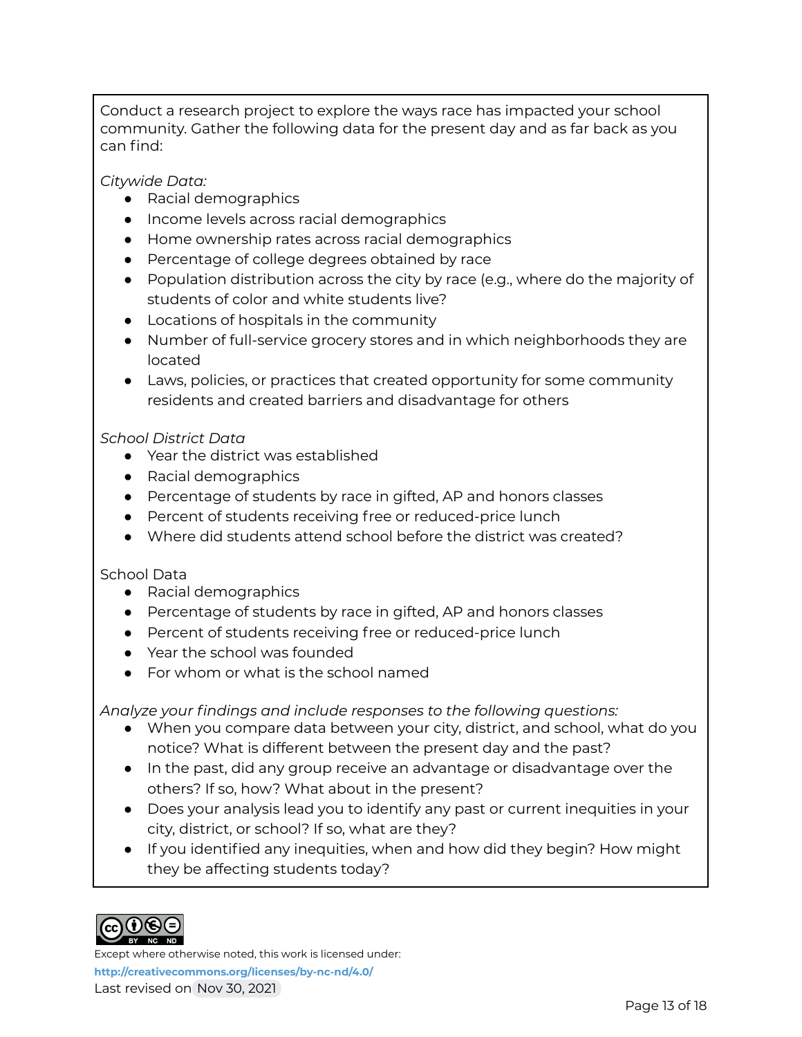Conduct a research project to explore the ways race has impacted your school community. Gather the following data for the present day and as far back as you can find:

*Citywide Data:*

- Racial demographics
- Income levels across racial demographics
- Home ownership rates across racial demographics
- Percentage of college degrees obtained by race
- Population distribution across the city by race (e.g., where do the majority of students of color and white students live?
- Locations of hospitals in the community
- Number of full-service grocery stores and in which neighborhoods they are located
- Laws, policies, or practices that created opportunity for some community residents and created barriers and disadvantage for others

*School District Data*

- Year the district was established
- Racial demographics
- Percentage of students by race in gifted, AP and honors classes
- Percent of students receiving free or reduced-price lunch
- Where did students attend school before the district was created?

School Data

- Racial demographics
- Percentage of students by race in gifted, AP and honors classes
- Percent of students receiving free or reduced-price lunch
- Year the school was founded
- For whom or what is the school named

*Analyze your findings and include responses to the following questions:*

- When you compare data between your city, district, and school, what do you notice? What is different between the present day and the past?
- In the past, did any group receive an advantage or disadvantage over the others? If so, how? What about in the present?
- Does your analysis lead you to identify any past or current inequities in your city, district, or school? If so, what are they?
- If you identified any inequities, when and how did they begin? How might they be affecting students today?

Except where otherwise noted, this work is licensed under:
**http://creativecommons.org/licenses/by-nc-nd/4.0/**
Last revised on Nov 30, 2021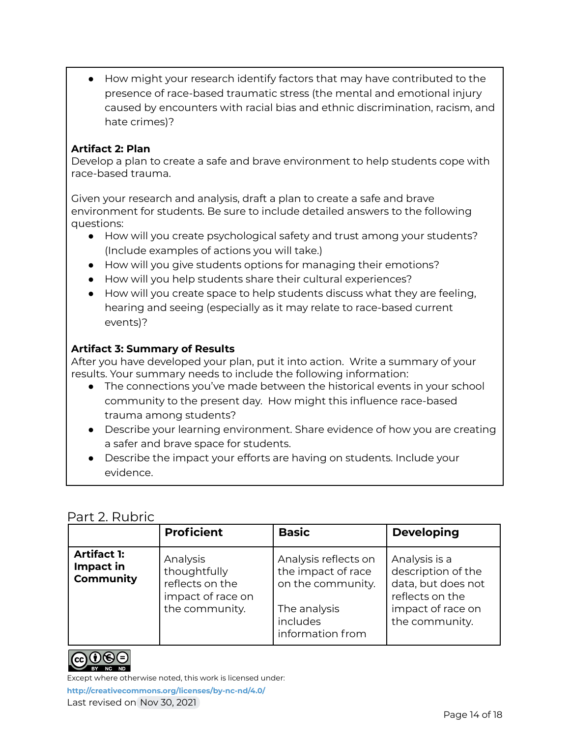- How might your research identify factors that may have contributed to the presence of race-based traumatic stress (the mental and emotional injury caused by encounters with racial bias and ethnic discrimination, racism, and hate crimes)?

**Artifact 2: Plan**
Develop a plan to create a safe and brave environment to help students cope with race-based trauma.

Given your research and analysis, draft a plan to create a safe and brave environment for students. Be sure to include detailed answers to the following questions:

- How will you create psychological safety and trust among your students? (Include examples of actions you will take.)
- How will you give students options for managing their emotions?
- How will you help students share their cultural experiences?
- How will you create space to help students discuss what they are feeling, hearing and seeing (especially as it may relate to race-based current events)?

**Artifact 3: Summary of Results**
After you have developed your plan, put it into action. Write a summary of your results. Your summary needs to include the following information:

- The connections you've made between the historical events in your school community to the present day. How might this influence race-based trauma among students?
- Describe your learning environment. Share evidence of how you are creating a safer and brave space for students.
- Describe the impact your efforts are having on students. Include your evidence.

## Part 2. Rubric

| | **Proficient** | **Basic** | **Developing** |
|---|---|---|---|
| **Artifact 1: Impact in Community** | Analysis thoughtfully reflects on the impact of race on the community. | Analysis reflects on the impact of race on the community.<br><br>The analysis includes information from | Analysis is a description of the data, but does not reflects on the impact of race on the community. |

Except where otherwise noted, this work is licensed under:
http://creativecommons.org/licenses/by-nc-nd/4.0/
Last revised on Nov 30, 2021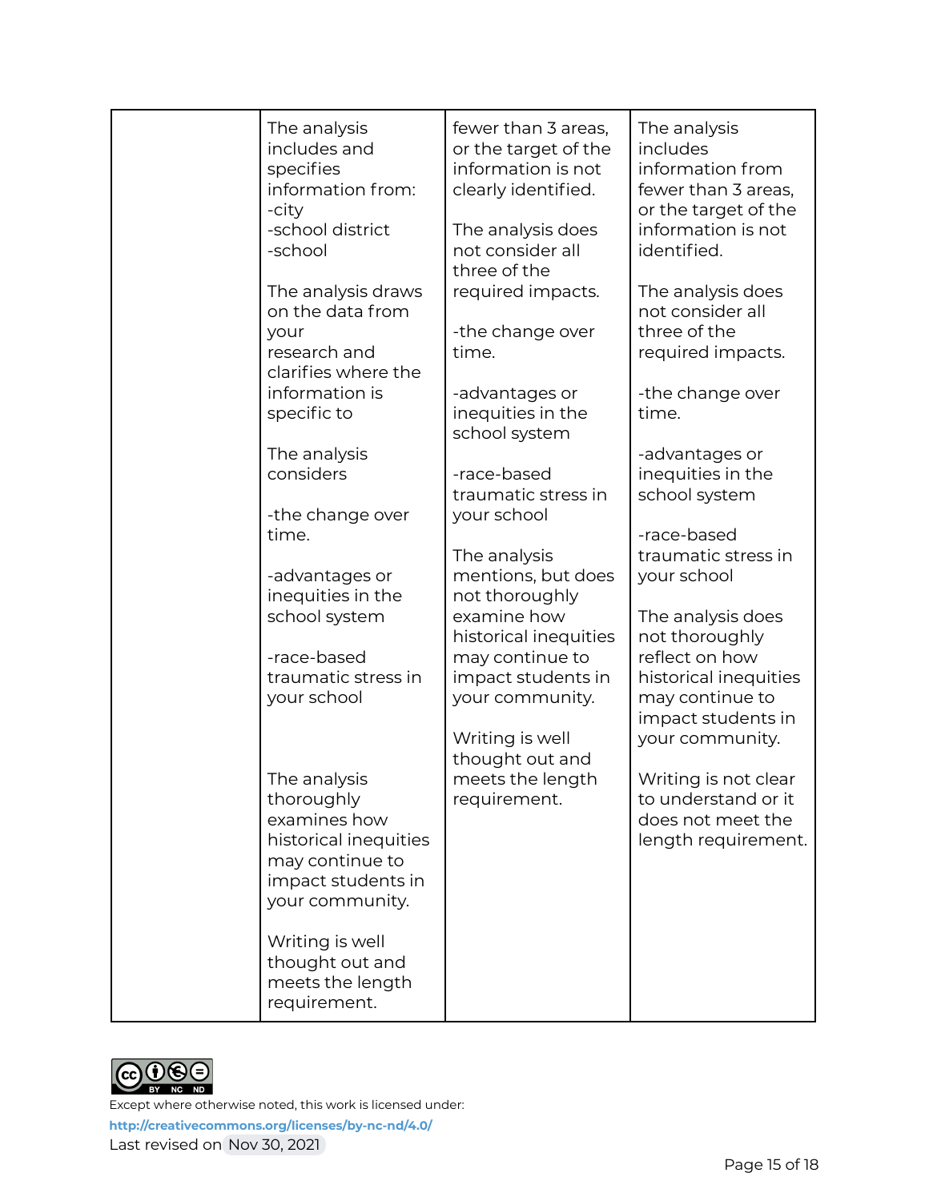| | | | |
|---|---|---|---|
| | The analysis includes and specifies information from:<br>-city<br>-school district<br>-school<br><br>The analysis draws on the data from your research and clarifies where the information is specific to<br><br>The analysis considers<br><br>-the change over time.<br><br>-advantages or inequities in the school system<br><br>-race-based traumatic stress in your school<br><br>The analysis thoroughly examines how historical inequities may continue to impact students in your community.<br><br>Writing is well thought out and meets the length requirement. | fewer than 3 areas, or the target of the information is not clearly identified.<br><br>The analysis does not consider all three of the required impacts.<br><br>-the change over time.<br><br>-advantages or inequities in the school system<br><br>-race-based traumatic stress in your school<br><br>The analysis mentions, but does not thoroughly examine how historical inequities may continue to impact students in your community.<br><br>Writing is well thought out and meets the length requirement. | The analysis includes information from fewer than 3 areas, or the target of the information is not identified.<br><br>The analysis does not consider all three of the required impacts.<br><br>-the change over time.<br><br>-advantages or inequities in the school system<br><br>-race-based traumatic stress in your school<br><br>The analysis does not thoroughly reflect on how historical inequities may continue to impact students in your community.<br><br>Writing is not clear to understand or it does not meet the length requirement. |

Except where otherwise noted, this work is licensed under:
**http://creativecommons.org/licenses/by-nc-nd/4.0/**
Last revised on Nov 30, 2021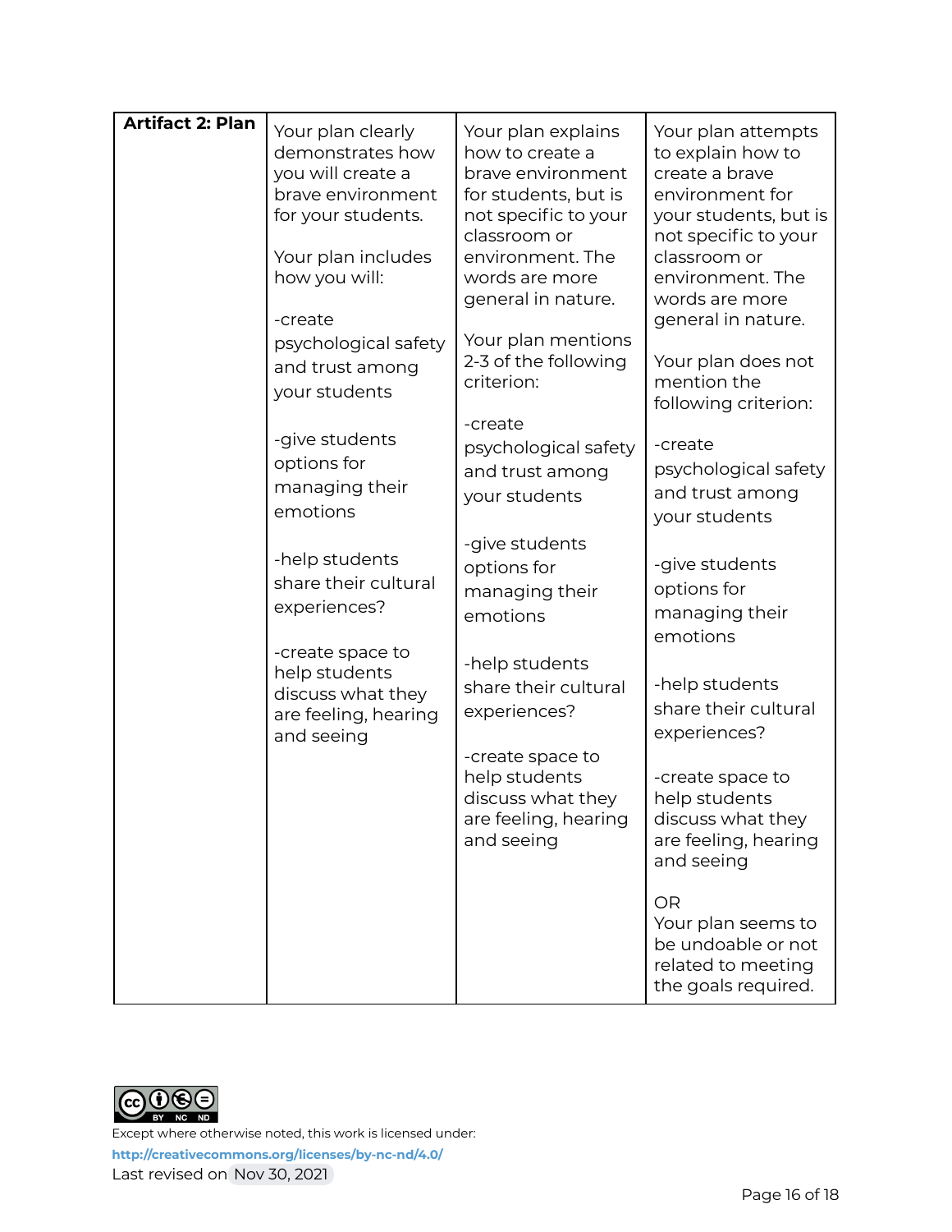| Artifact 2: Plan | Your plan clearly demonstrates how you will create a brave environment for your students.<br><br>Your plan includes how you will:<br><br>-create psychological safety and trust among your students<br><br>-give students options for managing their emotions<br><br>-help students share their cultural experiences?<br><br>-create space to help students discuss what they are feeling, hearing and seeing | Your plan explains how to create a brave environment for students, but is not specific to your classroom or environment. The words are more general in nature.<br><br>Your plan mentions 2-3 of the following criterion:<br><br>-create psychological safety and trust among your students<br><br>-give students options for managing their emotions<br><br>-help students share their cultural experiences?<br><br>-create space to help students discuss what they are feeling, hearing and seeing | Your plan attempts to explain how to create a brave environment for your students, but is not specific to your classroom or environment. The words are more general in nature.<br><br>Your plan does not mention the following criterion:<br><br>-create psychological safety and trust among your students<br><br>-give students options for managing their emotions<br><br>-help students share their cultural experiences?<br><br>-create space to help students discuss what they are feeling, hearing and seeing<br><br>OR<br>Your plan seems to be undoable or not related to meeting the goals required. |
|---|---|---|---|

Except where otherwise noted, this work is licensed under:
http://creativecommons.org/licenses/by-nc-nd/4.0/
Last revised on Nov 30, 2021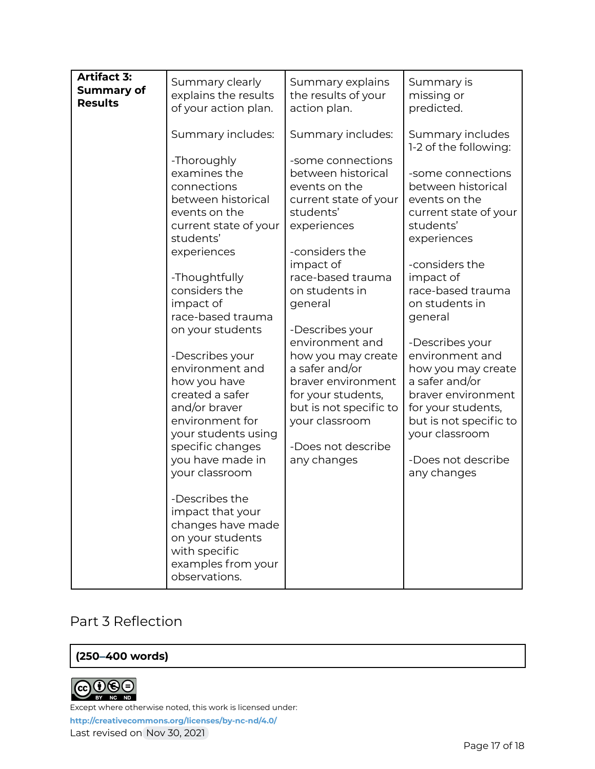| **Artifact 3: Summary of Results** | Summary clearly explains the results of your action plan.<br><br>Summary includes:<br><br>-Thoroughly examines the connections between historical events on the current state of your students' experiences<br><br>-Thoughtfully considers the impact of race-based trauma on your students<br><br>-Describes your environment and how you have created a safer and/or braver environment for your students using specific changes you have made in your classroom<br><br>-Describes the impact that your changes have made on your students with specific examples from your observations. | Summary explains the results of your action plan.<br><br>Summary includes:<br><br>-some connections between historical events on the current state of your students' experiences<br><br>-considers the impact of race-based trauma on students in general<br><br>-Describes your environment and how you may create a safer and/or braver environment for your students, but is not specific to your classroom<br><br>-Does not describe any changes | Summary is missing or predicted.<br><br>Summary includes 1-2 of the following:<br><br>-some connections between historical events on the current state of your students' experiences<br><br>-considers the impact of race-based trauma on students in general<br><br>-Describes your environment and how you may create a safer and/or braver environment for your students, but is not specific to your classroom<br><br>-Does not describe any changes |
|---|---|---|---|

## Part 3 Reflection

| **(250–400 words)** |
|---|

Except where otherwise noted, this work is licensed under:

**http://creativecommons.org/licenses/by-nc-nd/4.0/**

Last revised on Nov 30, 2021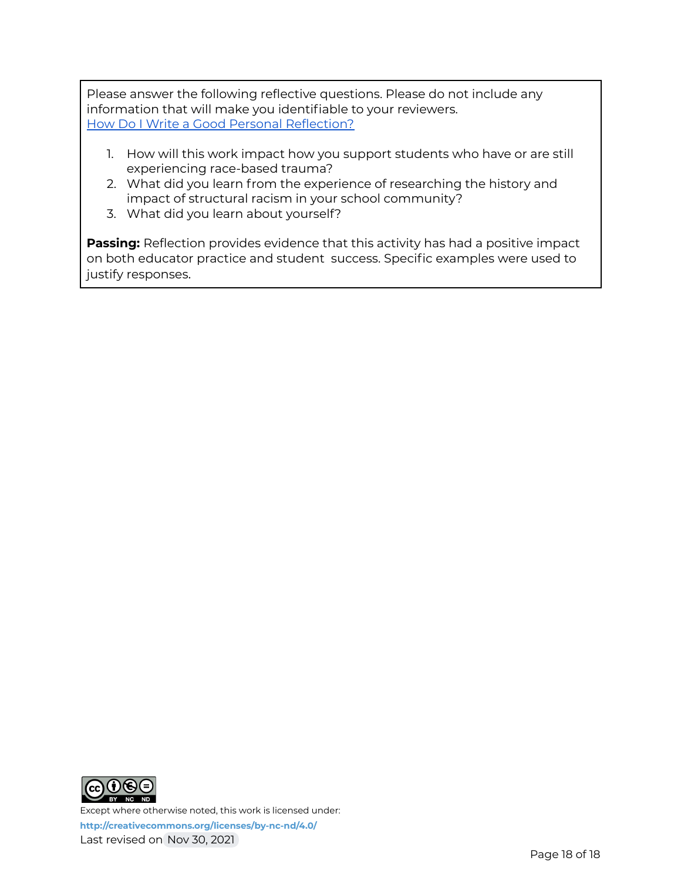Please answer the following reflective questions. Please do not include any information that will make you identifiable to your reviewers.
[How Do I Write a Good Personal Reflection?]

1. How will this work impact how you support students who have or are still experiencing race-based trauma?
2. What did you learn from the experience of researching the history and impact of structural racism in your school community?
3. What did you learn about yourself?

**Passing:** Reflection provides evidence that this activity has had a positive impact on both educator practice and student success. Specific examples were used to justify responses.

Except where otherwise noted, this work is licensed under:
**http://creativecommons.org/licenses/by-nc-nd/4.0/**
Last revised on Nov 30, 2021